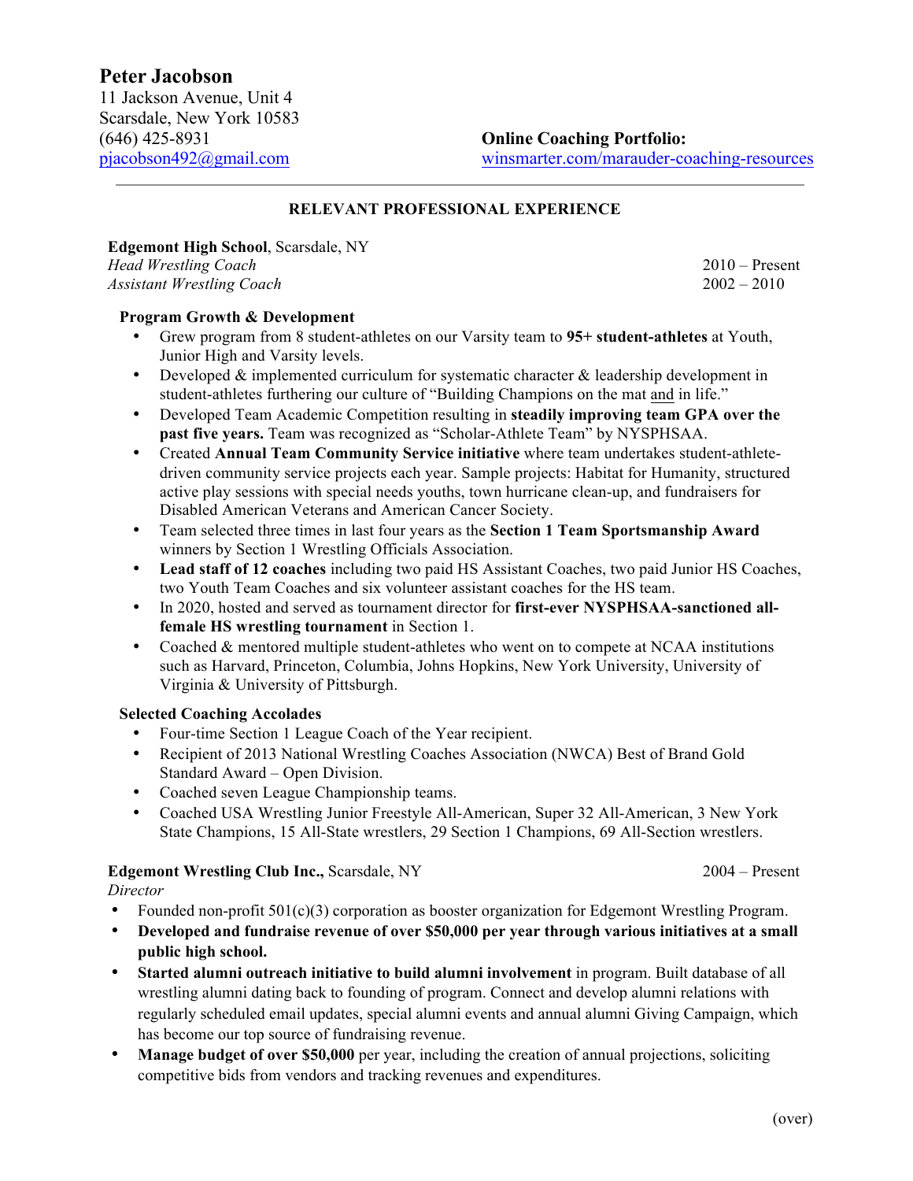# Peter Jacobson

11 Jackson Avenue, Unit 4
Scarsdale, New York 10583
(646) 425-8931
pjacobson492@gmail.com

**Online Coaching Portfolio:**
winsmarter.com/marauder-coaching-resources

---

## RELEVANT PROFESSIONAL EXPERIENCE

**Edgemont High School**, Scarsdale, NY
*Head Wrestling Coach* — 2010 – Present
*Assistant Wrestling Coach* — 2002 – 2010

**Program Growth & Development**

- Grew program from 8 student-athletes on our Varsity team to **95+ student-athletes** at Youth, Junior High and Varsity levels.
- Developed & implemented curriculum for systematic character & leadership development in student-athletes furthering our culture of "Building Champions on the mat and in life."
- Developed Team Academic Competition resulting in **steadily improving team GPA over the past five years.** Team was recognized as "Scholar-Athlete Team" by NYSPHSAA.
- Created **Annual Team Community Service initiative** where team undertakes student-athlete-driven community service projects each year. Sample projects: Habitat for Humanity, structured active play sessions with special needs youths, town hurricane clean-up, and fundraisers for Disabled American Veterans and American Cancer Society.
- Team selected three times in last four years as the **Section 1 Team Sportsmanship Award** winners by Section 1 Wrestling Officials Association.
- **Lead staff of 12 coaches** including two paid HS Assistant Coaches, two paid Junior HS Coaches, two Youth Team Coaches and six volunteer assistant coaches for the HS team.
- In 2020, hosted and served as tournament director for **first-ever NYSPHSAA-sanctioned all-female HS wrestling tournament** in Section 1.
- Coached & mentored multiple student-athletes who went on to compete at NCAA institutions such as Harvard, Princeton, Columbia, Johns Hopkins, New York University, University of Virginia & University of Pittsburgh.

**Selected Coaching Accolades**

- Four-time Section 1 League Coach of the Year recipient.
- Recipient of 2013 National Wrestling Coaches Association (NWCA) Best of Brand Gold Standard Award – Open Division.
- Coached seven League Championship teams.
- Coached USA Wrestling Junior Freestyle All-American, Super 32 All-American, 3 New York State Champions, 15 All-State wrestlers, 29 Section 1 Champions, 69 All-Section wrestlers.

**Edgemont Wrestling Club Inc.,** Scarsdale, NY — 2004 – Present
*Director*

- Founded non-profit 501(c)(3) corporation as booster organization for Edgemont Wrestling Program.
- **Developed and fundraise revenue of over $50,000 per year through various initiatives at a small public high school.**
- **Started alumni outreach initiative to build alumni involvement** in program. Built database of all wrestling alumni dating back to founding of program. Connect and develop alumni relations with regularly scheduled email updates, special alumni events and annual alumni Giving Campaign, which has become our top source of fundraising revenue.
- **Manage budget of over $50,000** per year, including the creation of annual projections, soliciting competitive bids from vendors and tracking revenues and expenditures.

(over)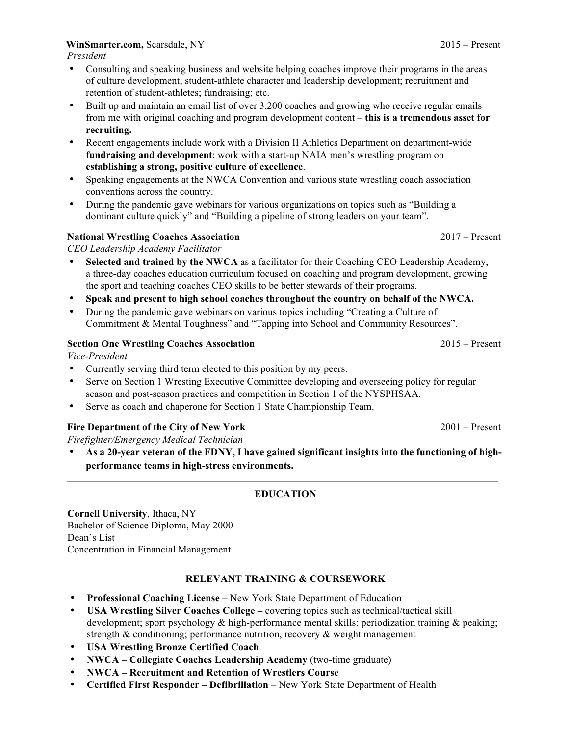**WinSmarter.com,** Scarsdale, NY 2015 – Present
*President*

- Consulting and speaking business and website helping coaches improve their programs in the areas of culture development; student-athlete character and leadership development; recruitment and retention of student-athletes; fundraising; etc.
- Built up and maintain an email list of over 3,200 coaches and growing who receive regular emails from me with original coaching and program development content – **this is a tremendous asset for recruiting.**
- Recent engagements include work with a Division II Athletics Department on department-wide **fundraising and development**; work with a start-up NAIA men's wrestling program on **establishing a strong, positive culture of excellence**.
- Speaking engagements at the NWCA Convention and various state wrestling coach association conventions across the country.
- During the pandemic gave webinars for various organizations on topics such as "Building a dominant culture quickly" and "Building a pipeline of strong leaders on your team".

**National Wrestling Coaches Association** 2017 – Present
*CEO Leadership Academy Facilitator*

- **Selected and trained by the NWCA** as a facilitator for their Coaching CEO Leadership Academy, a three-day coaches education curriculum focused on coaching and program development, growing the sport and teaching coaches CEO skills to be better stewards of their programs.
- **Speak and present to high school coaches throughout the country on behalf of the NWCA.**
- During the pandemic gave webinars on various topics including "Creating a Culture of Commitment & Mental Toughness" and "Tapping into School and Community Resources".

**Section One Wrestling Coaches Association** 2015 – Present
*Vice-President*

- Currently serving third term elected to this position by my peers.
- Serve on Section 1 Wresting Executive Committee developing and overseeing policy for regular season and post-season practices and competition in Section 1 of the NYSPHSAA.
- Serve as coach and chaperone for Section 1 State Championship Team.

**Fire Department of the City of New York** 2001 – Present
*Firefighter/Emergency Medical Technician*

- **As a 20-year veteran of the FDNY, I have gained significant insights into the functioning of high-performance teams in high-stress environments.**

---

## EDUCATION

**Cornell University**, Ithaca, NY
Bachelor of Science Diploma, May 2000
Dean's List
Concentration in Financial Management

---

## RELEVANT TRAINING & COURSEWORK

- **Professional Coaching License –** New York State Department of Education
- **USA Wrestling Silver Coaches College –** covering topics such as technical/tactical skill development; sport psychology & high-performance mental skills; periodization training & peaking; strength & conditioning; performance nutrition, recovery & weight management
- **USA Wrestling Bronze Certified Coach**
- **NWCA – Collegiate Coaches Leadership Academy** (two-time graduate)
- **NWCA – Recruitment and Retention of Wrestlers Course**
- **Certified First Responder – Defibrillation** – New York State Department of Health